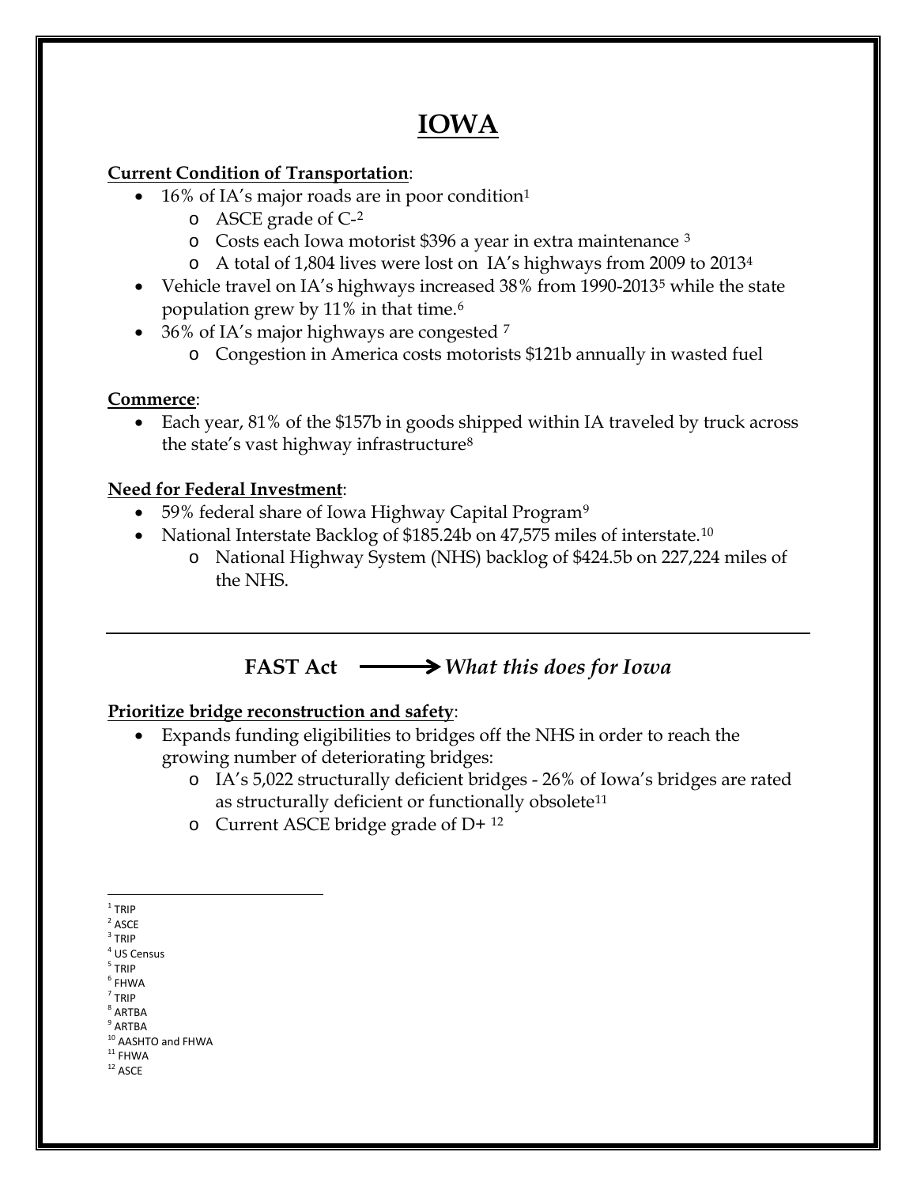# IOWA

**Current Condition of Transportation**:

- 16% of IA's major roads are in poor condition[1]
  - ASCE grade of C-[2]
  - Costs each Iowa motorist $396 a year in extra maintenance [3]
  - A total of 1,804 lives were lost on IA's highways from 2009 to 2013[4]
- Vehicle travel on IA's highways increased 38% from 1990-2013[5] while the state population grew by 11% in that time.[6]
- 36% of IA's major highways are congested [7]
  - Congestion in America costs motorists $121b annually in wasted fuel

**Commerce**:

- Each year, 81% of the $157b in goods shipped within IA traveled by truck across the state's vast highway infrastructure[8]

**Need for Federal Investment**:

- 59% federal share of Iowa Highway Capital Program[9]
- National Interstate Backlog of $185.24b on 47,575 miles of interstate.[10]
  - National Highway System (NHS) backlog of $424.5b on 227,224 miles of the NHS.

---

## FAST Act ⟶ *What this does for Iowa*

**Prioritize bridge reconstruction and safety**:

- Expands funding eligibilities to bridges off the NHS in order to reach the growing number of deteriorating bridges:
  - IA's 5,022 structurally deficient bridges - 26% of Iowa's bridges are rated as structurally deficient or functionally obsolete[11]
  - Current ASCE bridge grade of D+ [12]

---

[1] TRIP
[2] ASCE
[3] TRIP
[4] US Census
[5] TRIP
[6] FHWA
[7] TRIP
[8] ARTBA
[9] ARTBA
[10] AASHTO and FHWA
[11] FHWA
[12] ASCE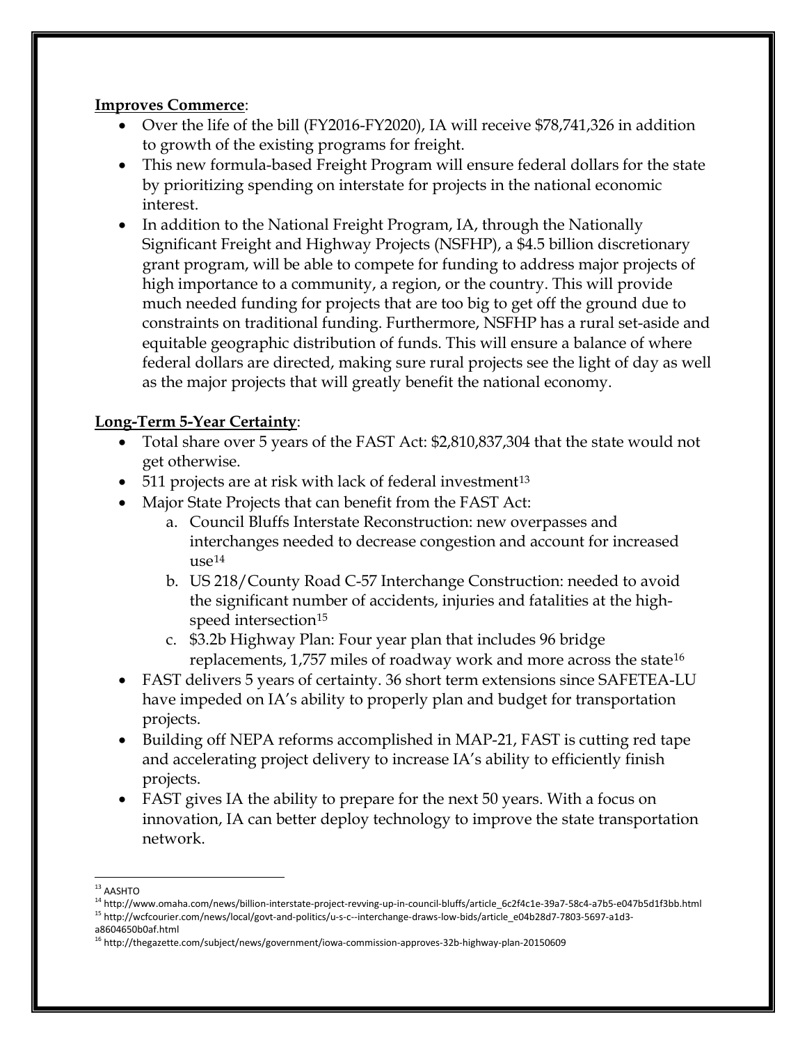**Improves Commerce**:

- Over the life of the bill (FY2016-FY2020), IA will receive $78,741,326 in addition to growth of the existing programs for freight.
- This new formula-based Freight Program will ensure federal dollars for the state by prioritizing spending on interstate for projects in the national economic interest.
- In addition to the National Freight Program, IA, through the Nationally Significant Freight and Highway Projects (NSFHP), a $4.5 billion discretionary grant program, will be able to compete for funding to address major projects of high importance to a community, a region, or the country. This will provide much needed funding for projects that are too big to get off the ground due to constraints on traditional funding. Furthermore, NSFHP has a rural set-aside and equitable geographic distribution of funds. This will ensure a balance of where federal dollars are directed, making sure rural projects see the light of day as well as the major projects that will greatly benefit the national economy.

**Long-Term 5-Year Certainty**:

- Total share over 5 years of the FAST Act: $2,810,837,304 that the state would not get otherwise.
- 511 projects are at risk with lack of federal investment[13]
- Major State Projects that can benefit from the FAST Act:
    a. Council Bluffs Interstate Reconstruction: new overpasses and interchanges needed to decrease congestion and account for increased use[14]
    b. US 218/County Road C-57 Interchange Construction: needed to avoid the significant number of accidents, injuries and fatalities at the high-speed intersection[15]
    c. $3.2b Highway Plan: Four year plan that includes 96 bridge replacements, 1,757 miles of roadway work and more across the state[16]
- FAST delivers 5 years of certainty. 36 short term extensions since SAFETEA-LU have impeded on IA's ability to properly plan and budget for transportation projects.
- Building off NEPA reforms accomplished in MAP-21, FAST is cutting red tape and accelerating project delivery to increase IA's ability to efficiently finish projects.
- FAST gives IA the ability to prepare for the next 50 years. With a focus on innovation, IA can better deploy technology to improve the state transportation network.

---

[13] AASHTO

[14] http://www.omaha.com/news/billion-interstate-project-revving-up-in-council-bluffs/article_6c2f4c1e-39a7-58c4-a7b5-e047b5d1f3bb.html

[15] http://wcfcourier.com/news/local/govt-and-politics/u-s-c--interchange-draws-low-bids/article_e04b28d7-7803-5697-a1d3-a8604650b0af.html

[16] http://thegazette.com/subject/news/government/iowa-commission-approves-32b-highway-plan-20150609